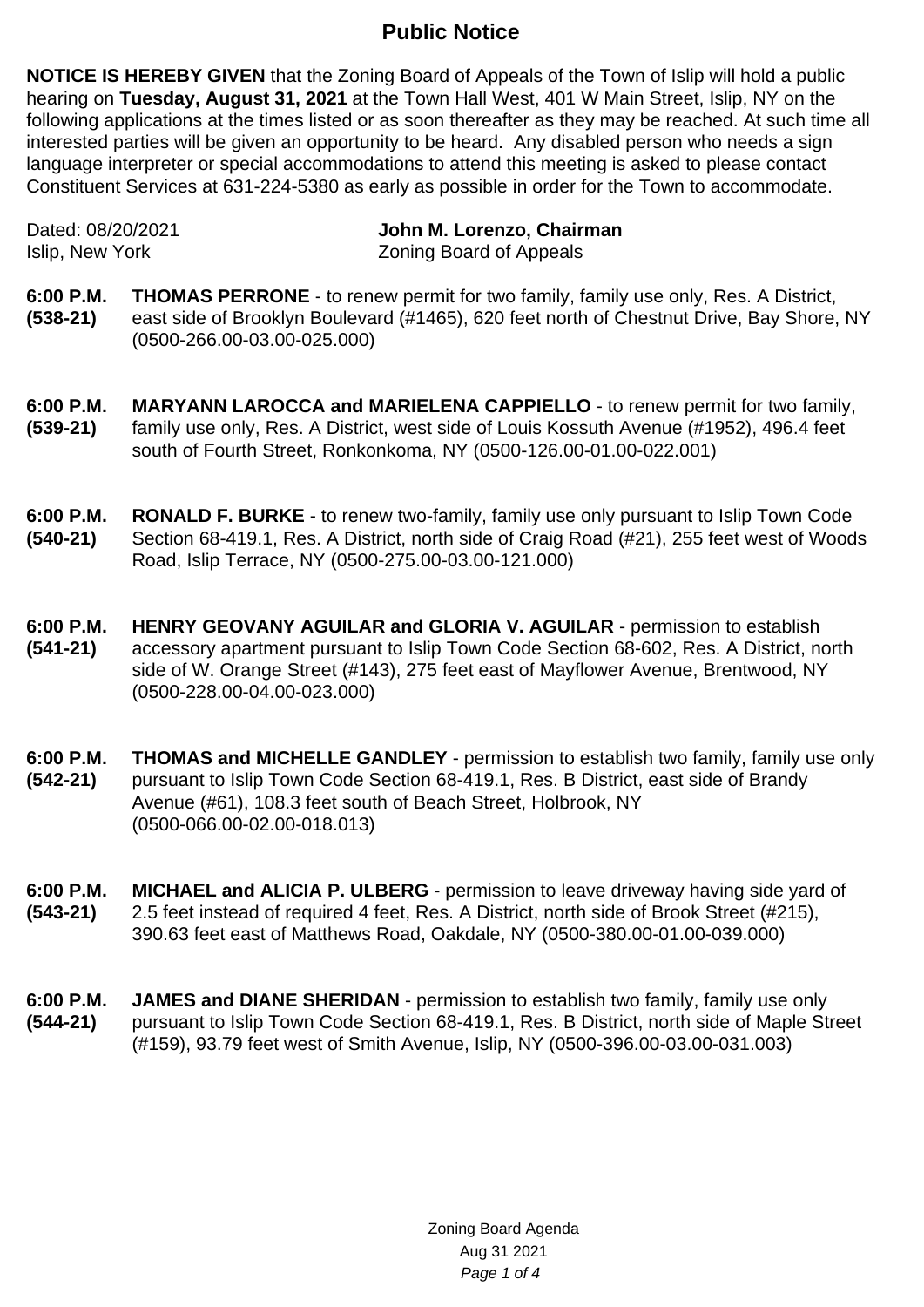# Public Notice

**NOTICE IS HEREBY GIVEN** that the Zoning Board of Appeals of the Town of Islip will hold a public hearing on **Tuesday, August 31, 2021** at the Town Hall West, 401 W Main Street, Islip, NY on the following applications at the times listed or as soon thereafter as they may be reached. At such time all interested parties will be given an opportunity to be heard. Any disabled person who needs a sign language interpreter or special accommodations to attend this meeting is asked to please contact Constituent Services at 631-224-5380 as early as possible in order for the Town to accommodate.

Dated: 08/20/2021
Islip, New York

**John M. Lorenzo, Chairman**
Zoning Board of Appeals

**6:00 P.M. (538-21)** **THOMAS PERRONE** - to renew permit for two family, family use only, Res. A District, east side of Brooklyn Boulevard (#1465), 620 feet north of Chestnut Drive, Bay Shore, NY (0500-266.00-03.00-025.000)

**6:00 P.M. (539-21)** **MARYANN LAROCCA and MARIELENA CAPPIELLO** - to renew permit for two family, family use only, Res. A District, west side of Louis Kossuth Avenue (#1952), 496.4 feet south of Fourth Street, Ronkonkoma, NY (0500-126.00-01.00-022.001)

**6:00 P.M. (540-21)** **RONALD F. BURKE** - to renew two-family, family use only pursuant to Islip Town Code Section 68-419.1, Res. A District, north side of Craig Road (#21), 255 feet west of Woods Road, Islip Terrace, NY (0500-275.00-03.00-121.000)

**6:00 P.M. (541-21)** **HENRY GEOVANY AGUILAR and GLORIA V. AGUILAR** - permission to establish accessory apartment pursuant to Islip Town Code Section 68-602, Res. A District, north side of W. Orange Street (#143), 275 feet east of Mayflower Avenue, Brentwood, NY (0500-228.00-04.00-023.000)

**6:00 P.M. (542-21)** **THOMAS and MICHELLE GANDLEY** - permission to establish two family, family use only pursuant to Islip Town Code Section 68-419.1, Res. B District, east side of Brandy Avenue (#61), 108.3 feet south of Beach Street, Holbrook, NY (0500-066.00-02.00-018.013)

**6:00 P.M. (543-21)** **MICHAEL and ALICIA P. ULBERG** - permission to leave driveway having side yard of 2.5 feet instead of required 4 feet, Res. A District, north side of Brook Street (#215), 390.63 feet east of Matthews Road, Oakdale, NY (0500-380.00-01.00-039.000)

**6:00 P.M. (544-21)** **JAMES and DIANE SHERIDAN** - permission to establish two family, family use only pursuant to Islip Town Code Section 68-419.1, Res. B District, north side of Maple Street (#159), 93.79 feet west of Smith Avenue, Islip, NY (0500-396.00-03.00-031.003)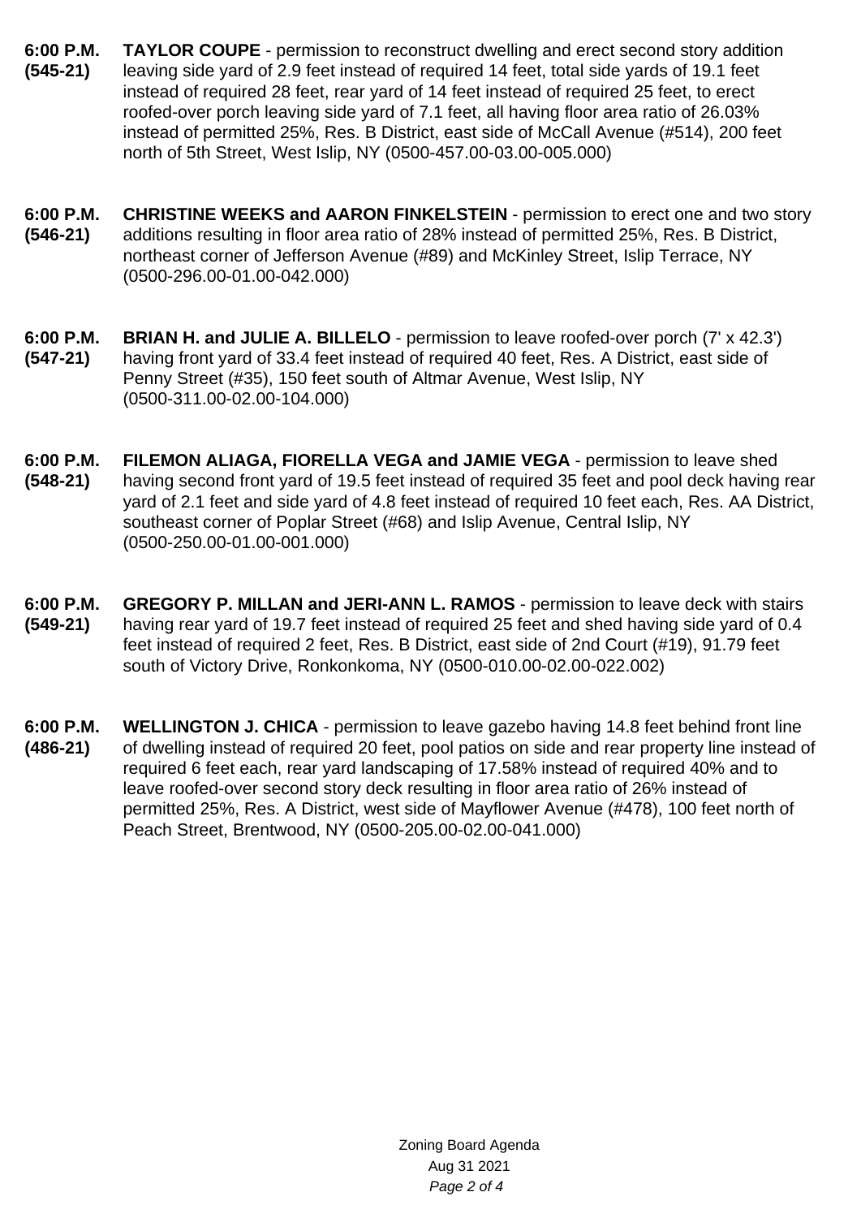**6:00 P.M. (545-21)** **TAYLOR COUPE** - permission to reconstruct dwelling and erect second story addition leaving side yard of 2.9 feet instead of required 14 feet, total side yards of 19.1 feet instead of required 28 feet, rear yard of 14 feet instead of required 25 feet, to erect roofed-over porch leaving side yard of 7.1 feet, all having floor area ratio of 26.03% instead of permitted 25%, Res. B District, east side of McCall Avenue (#514), 200 feet north of 5th Street, West Islip, NY (0500-457.00-03.00-005.000)

**6:00 P.M. (546-21)** **CHRISTINE WEEKS and AARON FINKELSTEIN** - permission to erect one and two story additions resulting in floor area ratio of 28% instead of permitted 25%, Res. B District, northeast corner of Jefferson Avenue (#89) and McKinley Street, Islip Terrace, NY (0500-296.00-01.00-042.000)

**6:00 P.M. (547-21)** **BRIAN H. and JULIE A. BILLELO** - permission to leave roofed-over porch (7' x 42.3') having front yard of 33.4 feet instead of required 40 feet, Res. A District, east side of Penny Street (#35), 150 feet south of Altmar Avenue, West Islip, NY (0500-311.00-02.00-104.000)

**6:00 P.M. (548-21)** **FILEMON ALIAGA, FIORELLA VEGA and JAMIE VEGA** - permission to leave shed having second front yard of 19.5 feet instead of required 35 feet and pool deck having rear yard of 2.1 feet and side yard of 4.8 feet instead of required 10 feet each, Res. AA District, southeast corner of Poplar Street (#68) and Islip Avenue, Central Islip, NY (0500-250.00-01.00-001.000)

**6:00 P.M. (549-21)** **GREGORY P. MILLAN and JERI-ANN L. RAMOS** - permission to leave deck with stairs having rear yard of 19.7 feet instead of required 25 feet and shed having side yard of 0.4 feet instead of required 2 feet, Res. B District, east side of 2nd Court (#19), 91.79 feet south of Victory Drive, Ronkonkoma, NY (0500-010.00-02.00-022.002)

**6:00 P.M. (486-21)** **WELLINGTON J. CHICA** - permission to leave gazebo having 14.8 feet behind front line of dwelling instead of required 20 feet, pool patios on side and rear property line instead of required 6 feet each, rear yard landscaping of 17.58% instead of required 40% and to leave roofed-over second story deck resulting in floor area ratio of 26% instead of permitted 25%, Res. A District, west side of Mayflower Avenue (#478), 100 feet north of Peach Street, Brentwood, NY (0500-205.00-02.00-041.000)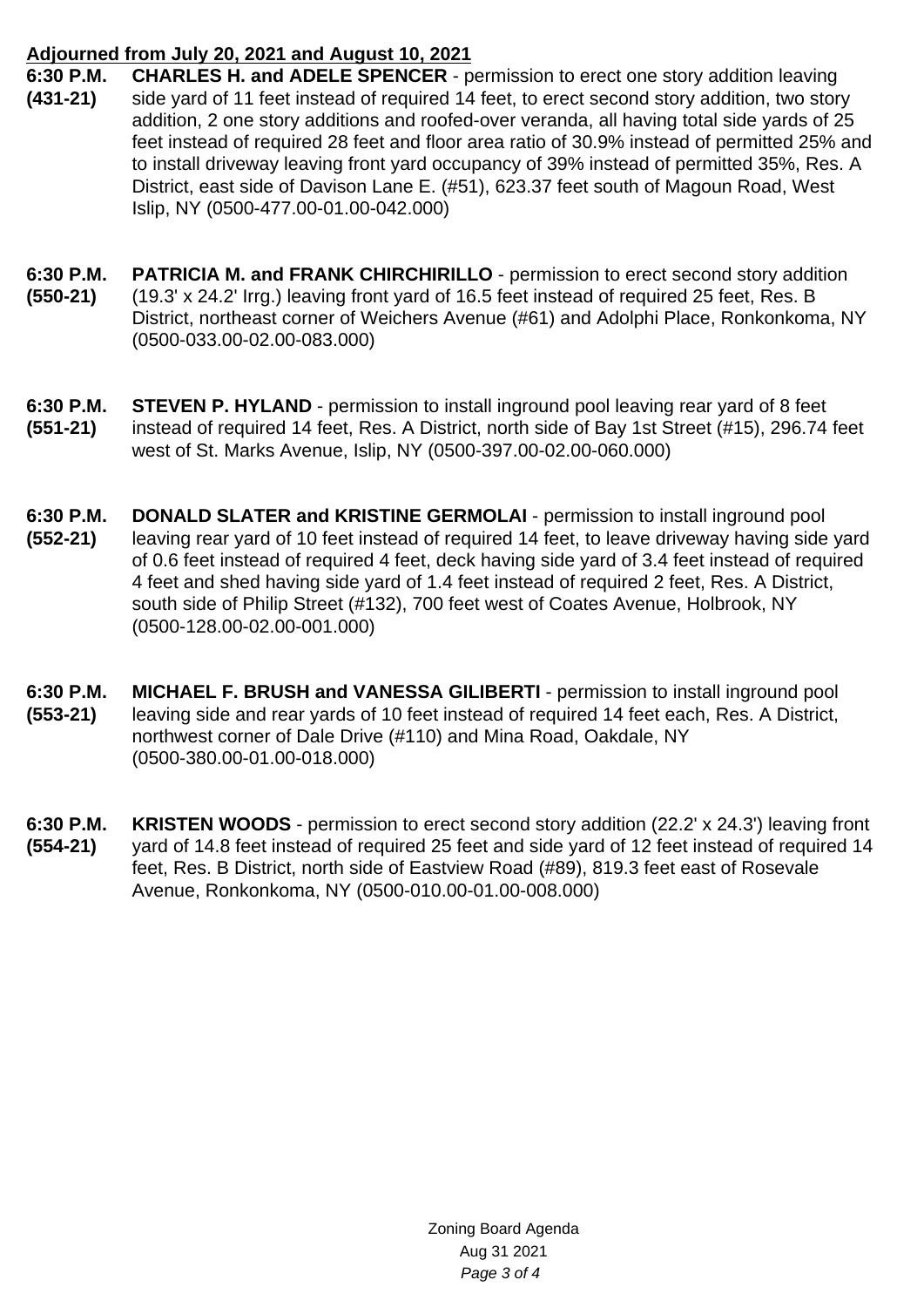**Adjourned from July 20, 2021 and August 10, 2021**

**6:30 P.M. (431-21)** **CHARLES H. and ADELE SPENCER** - permission to erect one story addition leaving side yard of 11 feet instead of required 14 feet, to erect second story addition, two story addition, 2 one story additions and roofed-over veranda, all having total side yards of 25 feet instead of required 28 feet and floor area ratio of 30.9% instead of permitted 25% and to install driveway leaving front yard occupancy of 39% instead of permitted 35%, Res. A District, east side of Davison Lane E. (#51), 623.37 feet south of Magoun Road, West Islip, NY (0500-477.00-01.00-042.000)

**6:30 P.M. (550-21)** **PATRICIA M. and FRANK CHIRCHIRILLO** - permission to erect second story addition (19.3' x 24.2' Irrg.) leaving front yard of 16.5 feet instead of required 25 feet, Res. B District, northeast corner of Weichers Avenue (#61) and Adolphi Place, Ronkonkoma, NY (0500-033.00-02.00-083.000)

**6:30 P.M. (551-21)** **STEVEN P. HYLAND** - permission to install inground pool leaving rear yard of 8 feet instead of required 14 feet, Res. A District, north side of Bay 1st Street (#15), 296.74 feet west of St. Marks Avenue, Islip, NY (0500-397.00-02.00-060.000)

**6:30 P.M. (552-21)** **DONALD SLATER and KRISTINE GERMOLAI** - permission to install inground pool leaving rear yard of 10 feet instead of required 14 feet, to leave driveway having side yard of 0.6 feet instead of required 4 feet, deck having side yard of 3.4 feet instead of required 4 feet and shed having side yard of 1.4 feet instead of required 2 feet, Res. A District, south side of Philip Street (#132), 700 feet west of Coates Avenue, Holbrook, NY (0500-128.00-02.00-001.000)

**6:30 P.M. (553-21)** **MICHAEL F. BRUSH and VANESSA GILIBERTI** - permission to install inground pool leaving side and rear yards of 10 feet instead of required 14 feet each, Res. A District, northwest corner of Dale Drive (#110) and Mina Road, Oakdale, NY (0500-380.00-01.00-018.000)

**6:30 P.M. (554-21)** **KRISTEN WOODS** - permission to erect second story addition (22.2' x 24.3') leaving front yard of 14.8 feet instead of required 25 feet and side yard of 12 feet instead of required 14 feet, Res. B District, north side of Eastview Road (#89), 819.3 feet east of Rosevale Avenue, Ronkonkoma, NY (0500-010.00-01.00-008.000)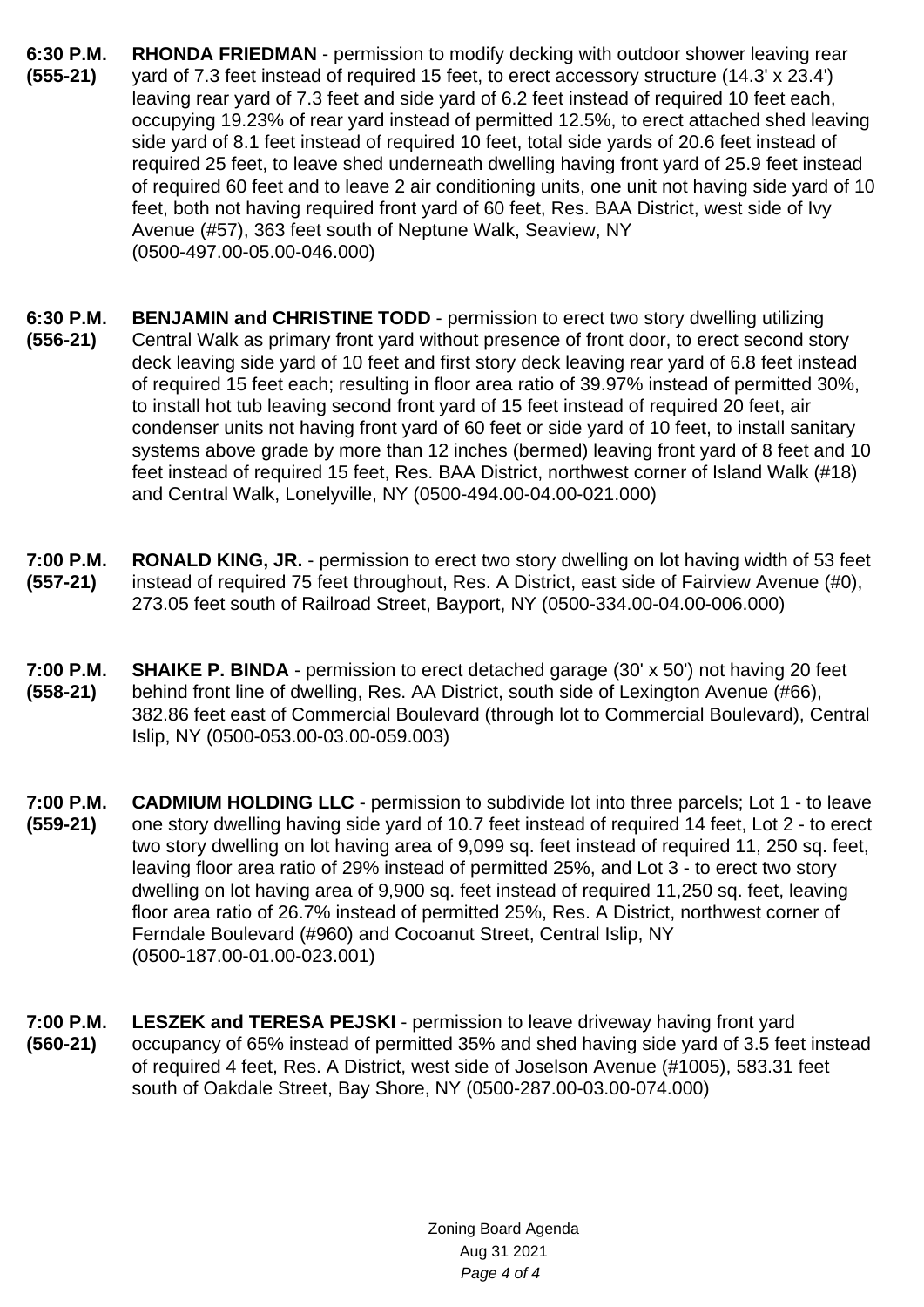**6:30 P.M.** **(555-21)** **RHONDA FRIEDMAN** - permission to modify decking with outdoor shower leaving rear yard of 7.3 feet instead of required 15 feet, to erect accessory structure (14.3' x 23.4') leaving rear yard of 7.3 feet and side yard of 6.2 feet instead of required 10 feet each, occupying 19.23% of rear yard instead of permitted 12.5%, to erect attached shed leaving side yard of 8.1 feet instead of required 10 feet, total side yards of 20.6 feet instead of required 25 feet, to leave shed underneath dwelling having front yard of 25.9 feet instead of required 60 feet and to leave 2 air conditioning units, one unit not having side yard of 10 feet, both not having required front yard of 60 feet, Res. BAA District, west side of Ivy Avenue (#57), 363 feet south of Neptune Walk, Seaview, NY (0500-497.00-05.00-046.000)

**6:30 P.M.** **(556-21)** **BENJAMIN and CHRISTINE TODD** - permission to erect two story dwelling utilizing Central Walk as primary front yard without presence of front door, to erect second story deck leaving side yard of 10 feet and first story deck leaving rear yard of 6.8 feet instead of required 15 feet each; resulting in floor area ratio of 39.97% instead of permitted 30%, to install hot tub leaving second front yard of 15 feet instead of required 20 feet, air condenser units not having front yard of 60 feet or side yard of 10 feet, to install sanitary systems above grade by more than 12 inches (bermed) leaving front yard of 8 feet and 10 feet instead of required 15 feet, Res. BAA District, northwest corner of Island Walk (#18) and Central Walk, Lonelyville, NY (0500-494.00-04.00-021.000)

**7:00 P.M.** **(557-21)** **RONALD KING, JR.** - permission to erect two story dwelling on lot having width of 53 feet instead of required 75 feet throughout, Res. A District, east side of Fairview Avenue (#0), 273.05 feet south of Railroad Street, Bayport, NY (0500-334.00-04.00-006.000)

**7:00 P.M.** **(558-21)** **SHAIKE P. BINDA** - permission to erect detached garage (30' x 50') not having 20 feet behind front line of dwelling, Res. AA District, south side of Lexington Avenue (#66), 382.86 feet east of Commercial Boulevard (through lot to Commercial Boulevard), Central Islip, NY (0500-053.00-03.00-059.003)

**7:00 P.M.** **(559-21)** **CADMIUM HOLDING LLC** - permission to subdivide lot into three parcels; Lot 1 - to leave one story dwelling having side yard of 10.7 feet instead of required 14 feet, Lot 2 - to erect two story dwelling on lot having area of 9,099 sq. feet instead of required 11, 250 sq. feet, leaving floor area ratio of 29% instead of permitted 25%, and Lot 3 - to erect two story dwelling on lot having area of 9,900 sq. feet instead of required 11,250 sq. feet, leaving floor area ratio of 26.7% instead of permitted 25%, Res. A District, northwest corner of Ferndale Boulevard (#960) and Cocoanut Street, Central Islip, NY (0500-187.00-01.00-023.001)

**7:00 P.M.** **(560-21)** **LESZEK and TERESA PEJSKI** - permission to leave driveway having front yard occupancy of 65% instead of permitted 35% and shed having side yard of 3.5 feet instead of required 4 feet, Res. A District, west side of Joselson Avenue (#1005), 583.31 feet south of Oakdale Street, Bay Shore, NY (0500-287.00-03.00-074.000)